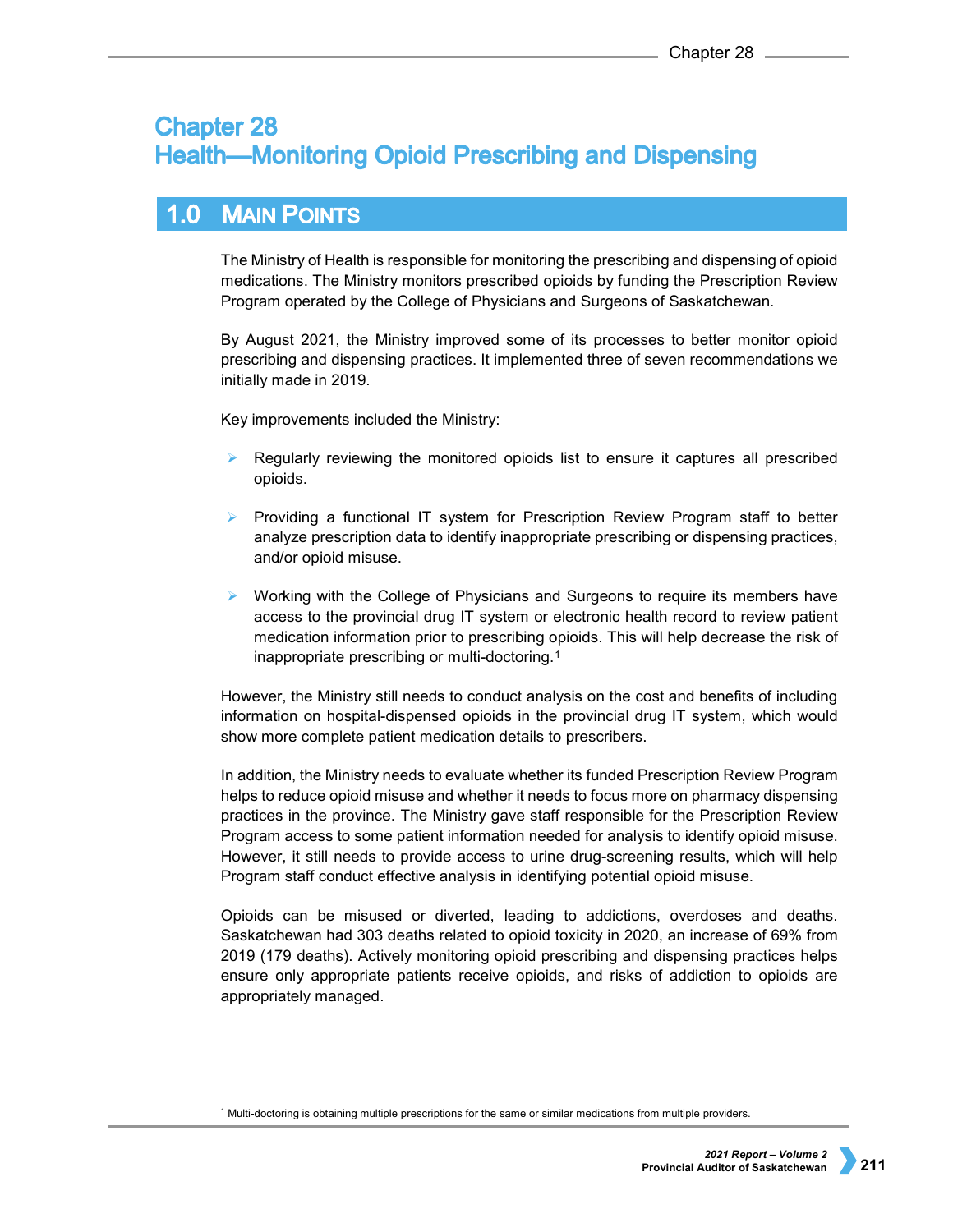# Chapter 28
# Health—Monitoring Opioid Prescribing and Dispensing

## 1.0 Main Points

The Ministry of Health is responsible for monitoring the prescribing and dispensing of opioid medications. The Ministry monitors prescribed opioids by funding the Prescription Review Program operated by the College of Physicians and Surgeons of Saskatchewan.

By August 2021, the Ministry improved some of its processes to better monitor opioid prescribing and dispensing practices. It implemented three of seven recommendations we initially made in 2019.

Key improvements included the Ministry:

- Regularly reviewing the monitored opioids list to ensure it captures all prescribed opioids.
- Providing a functional IT system for Prescription Review Program staff to better analyze prescription data to identify inappropriate prescribing or dispensing practices, and/or opioid misuse.
- Working with the College of Physicians and Surgeons to require its members have access to the provincial drug IT system or electronic health record to review patient medication information prior to prescribing opioids. This will help decrease the risk of inappropriate prescribing or multi-doctoring.[1]

However, the Ministry still needs to conduct analysis on the cost and benefits of including information on hospital-dispensed opioids in the provincial drug IT system, which would show more complete patient medication details to prescribers.

In addition, the Ministry needs to evaluate whether its funded Prescription Review Program helps to reduce opioid misuse and whether it needs to focus more on pharmacy dispensing practices in the province. The Ministry gave staff responsible for the Prescription Review Program access to some patient information needed for analysis to identify opioid misuse. However, it still needs to provide access to urine drug-screening results, which will help Program staff conduct effective analysis in identifying potential opioid misuse.

Opioids can be misused or diverted, leading to addictions, overdoses and deaths. Saskatchewan had 303 deaths related to opioid toxicity in 2020, an increase of 69% from 2019 (179 deaths). Actively monitoring opioid prescribing and dispensing practices helps ensure only appropriate patients receive opioids, and risks of addiction to opioids are appropriately managed.

[1] Multi-doctoring is obtaining multiple prescriptions for the same or similar medications from multiple providers.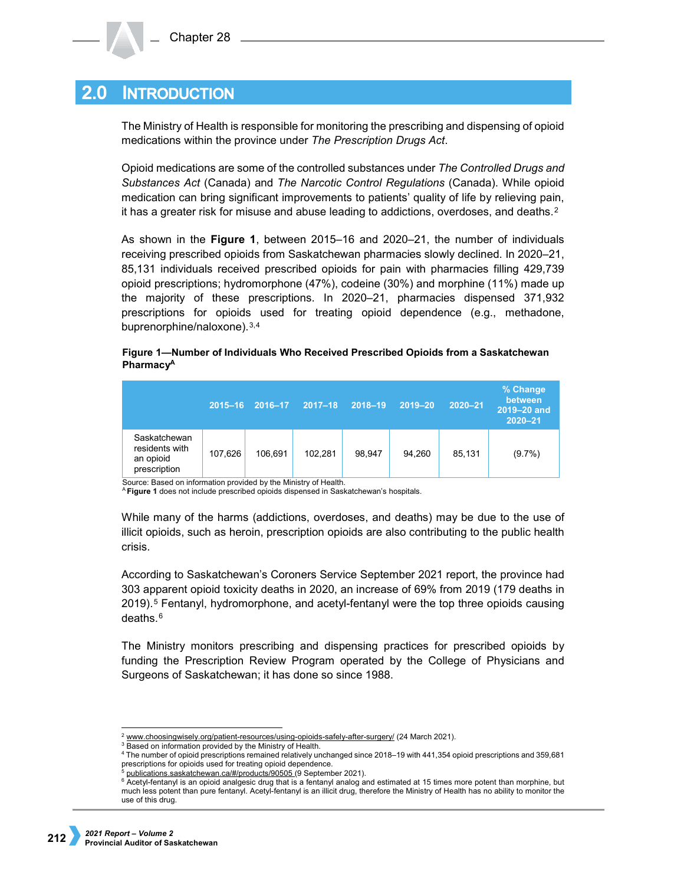## 2.0 INTRODUCTION

The Ministry of Health is responsible for monitoring the prescribing and dispensing of opioid medications within the province under *The Prescription Drugs Act*.

Opioid medications are some of the controlled substances under *The Controlled Drugs and Substances Act* (Canada) and *The Narcotic Control Regulations* (Canada). While opioid medication can bring significant improvements to patients' quality of life by relieving pain, it has a greater risk for misuse and abuse leading to addictions, overdoses, and deaths.[2]

As shown in the **Figure 1**, between 2015–16 and 2020–21, the number of individuals receiving prescribed opioids from Saskatchewan pharmacies slowly declined. In 2020–21, 85,131 individuals received prescribed opioids for pain with pharmacies filling 429,739 opioid prescriptions; hydromorphone (47%), codeine (30%) and morphine (11%) made up the majority of these prescriptions. In 2020–21, pharmacies dispensed 371,932 prescriptions for opioids used for treating opioid dependence (e.g., methadone, buprenorphine/naloxone).[3,4]

**Figure 1—Number of Individuals Who Received Prescribed Opioids from a Saskatchewan Pharmacy[A]**

| | 2015–16 | 2016–17 | 2017–18 | 2018–19 | 2019–20 | 2020–21 | % Change between 2019–20 and 2020–21 |
|---|---|---|---|---|---|---|---|
| Saskatchewan residents with an opioid prescription | 107,626 | 106,691 | 102,281 | 98,947 | 94,260 | 85,131 | (9.7%) |

Source: Based on information provided by the Ministry of Health.
[A] **Figure 1** does not include prescribed opioids dispensed in Saskatchewan's hospitals.

While many of the harms (addictions, overdoses, and deaths) may be due to the use of illicit opioids, such as heroin, prescription opioids are also contributing to the public health crisis.

According to Saskatchewan's Coroners Service September 2021 report, the province had 303 apparent opioid toxicity deaths in 2020, an increase of 69% from 2019 (179 deaths in 2019).[5] Fentanyl, hydromorphone, and acetyl-fentanyl were the top three opioids causing deaths.[6]

The Ministry monitors prescribing and dispensing practices for prescribed opioids by funding the Prescription Review Program operated by the College of Physicians and Surgeons of Saskatchewan; it has done so since 1988.

---

[2] www.choosingwisely.org/patient-resources/using-opioids-safely-after-surgery/ (24 March 2021).
[3] Based on information provided by the Ministry of Health.
[4] The number of opioid prescriptions remained relatively unchanged since 2018–19 with 441,354 opioid prescriptions and 359,681 prescriptions for opioids used for treating opioid dependence.
[5] publications.saskatchewan.ca/#/products/90505 (9 September 2021).
[6] Acetyl-fentanyl is an opioid analgesic drug that is a fentanyl analog and estimated at 15 times more potent than morphine, but much less potent than pure fentanyl. Acetyl-fentanyl is an illicit drug, therefore the Ministry of Health has no ability to monitor the use of this drug.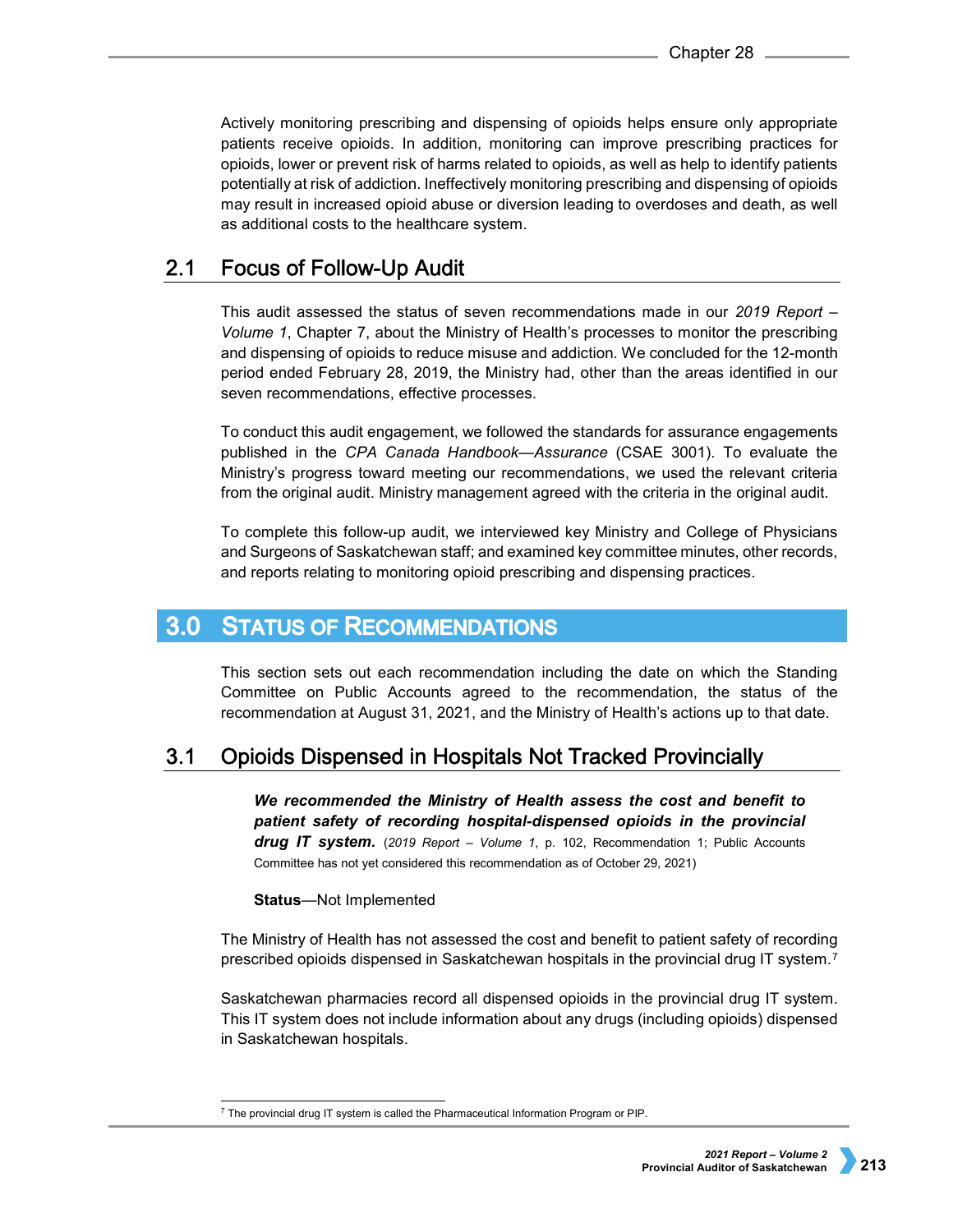Actively monitoring prescribing and dispensing of opioids helps ensure only appropriate patients receive opioids. In addition, monitoring can improve prescribing practices for opioids, lower or prevent risk of harms related to opioids, as well as help to identify patients potentially at risk of addiction. Ineffectively monitoring prescribing and dispensing of opioids may result in increased opioid abuse or diversion leading to overdoses and death, as well as additional costs to the healthcare system.

## 2.1 Focus of Follow-Up Audit

This audit assessed the status of seven recommendations made in our *2019 Report – Volume 1*, Chapter 7, about the Ministry of Health's processes to monitor the prescribing and dispensing of opioids to reduce misuse and addiction. We concluded for the 12-month period ended February 28, 2019, the Ministry had, other than the areas identified in our seven recommendations, effective processes.

To conduct this audit engagement, we followed the standards for assurance engagements published in the *CPA Canada Handbook—Assurance* (CSAE 3001). To evaluate the Ministry's progress toward meeting our recommendations, we used the relevant criteria from the original audit. Ministry management agreed with the criteria in the original audit.

To complete this follow-up audit, we interviewed key Ministry and College of Physicians and Surgeons of Saskatchewan staff; and examined key committee minutes, other records, and reports relating to monitoring opioid prescribing and dispensing practices.

# 3.0 Status of Recommendations

This section sets out each recommendation including the date on which the Standing Committee on Public Accounts agreed to the recommendation, the status of the recommendation at August 31, 2021, and the Ministry of Health's actions up to that date.

## 3.1 Opioids Dispensed in Hospitals Not Tracked Provincially

> ***We recommended the Ministry of Health assess the cost and benefit to patient safety of recording hospital-dispensed opioids in the provincial drug IT system.*** (*2019 Report – Volume 1*, p. 102, Recommendation 1; Public Accounts Committee has not yet considered this recommendation as of October 29, 2021)
>
> **Status**—Not Implemented

The Ministry of Health has not assessed the cost and benefit to patient safety of recording prescribed opioids dispensed in Saskatchewan hospitals in the provincial drug IT system.[7]

Saskatchewan pharmacies record all dispensed opioids in the provincial drug IT system. This IT system does not include information about any drugs (including opioids) dispensed in Saskatchewan hospitals.

[7] The provincial drug IT system is called the Pharmaceutical Information Program or PIP.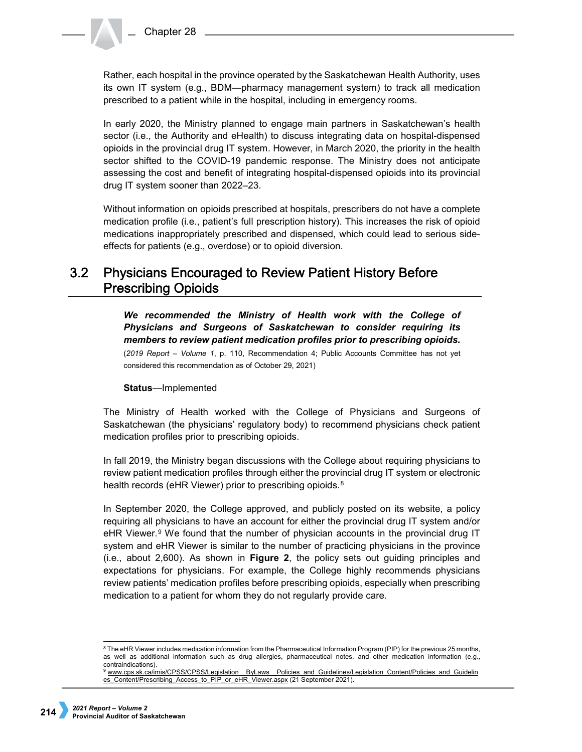Rather, each hospital in the province operated by the Saskatchewan Health Authority, uses its own IT system (e.g., BDM—pharmacy management system) to track all medication prescribed to a patient while in the hospital, including in emergency rooms.

In early 2020, the Ministry planned to engage main partners in Saskatchewan's health sector (i.e., the Authority and eHealth) to discuss integrating data on hospital-dispensed opioids in the provincial drug IT system. However, in March 2020, the priority in the health sector shifted to the COVID-19 pandemic response. The Ministry does not anticipate assessing the cost and benefit of integrating hospital-dispensed opioids into its provincial drug IT system sooner than 2022–23.

Without information on opioids prescribed at hospitals, prescribers do not have a complete medication profile (i.e., patient's full prescription history). This increases the risk of opioid medications inappropriately prescribed and dispensed, which could lead to serious side-effects for patients (e.g., overdose) or to opioid diversion.

## 3.2 Physicians Encouraged to Review Patient History Before Prescribing Opioids

***We recommended the Ministry of Health work with the College of Physicians and Surgeons of Saskatchewan to consider requiring its members to review patient medication profiles prior to prescribing opioids.***

(*2019 Report – Volume 1*, p. 110, Recommendation 4; Public Accounts Committee has not yet considered this recommendation as of October 29, 2021)

**Status**—Implemented

The Ministry of Health worked with the College of Physicians and Surgeons of Saskatchewan (the physicians' regulatory body) to recommend physicians check patient medication profiles prior to prescribing opioids.

In fall 2019, the Ministry began discussions with the College about requiring physicians to review patient medication profiles through either the provincial drug IT system or electronic health records (eHR Viewer) prior to prescribing opioids.[8]

In September 2020, the College approved, and publicly posted on its website, a policy requiring all physicians to have an account for either the provincial drug IT system and/or eHR Viewer.[9] We found that the number of physician accounts in the provincial drug IT system and eHR Viewer is similar to the number of practicing physicians in the province (i.e., about 2,600). As shown in **Figure 2**, the policy sets out guiding principles and expectations for physicians. For example, the College highly recommends physicians review patients' medication profiles before prescribing opioids, especially when prescribing medication to a patient for whom they do not regularly provide care.

---

[8] The eHR Viewer includes medication information from the Pharmaceutical Information Program (PIP) for the previous 25 months, as well as additional information such as drug allergies, pharmaceutical notes, and other medication information (e.g., contraindications).

[9] www.cps.sk.ca/imis/CPSS/CPSS/Legislation__ByLaws__Policies_and_Guidelines/Legislation_Content/Policies_and_Guidelines_Content/Prescribing_Access_to_PIP_or_eHR_Viewer.aspx (21 September 2021).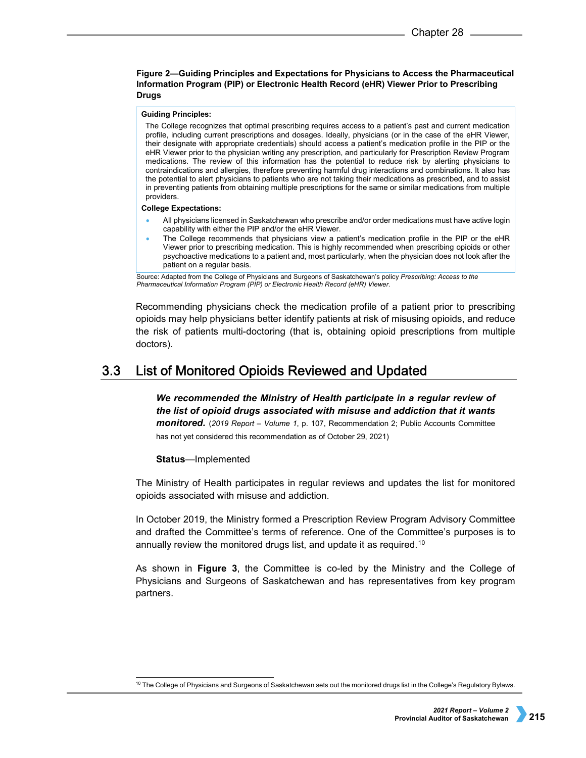**Figure 2—Guiding Principles and Expectations for Physicians to Access the Pharmaceutical Information Program (PIP) or Electronic Health Record (eHR) Viewer Prior to Prescribing Drugs**

**Guiding Principles:**

The College recognizes that optimal prescribing requires access to a patient's past and current medication profile, including current prescriptions and dosages. Ideally, physicians (or in the case of the eHR Viewer, their designate with appropriate credentials) should access a patient's medication profile in the PIP or the eHR Viewer prior to the physician writing any prescription, and particularly for Prescription Review Program medications. The review of this information has the potential to reduce risk by alerting physicians to contraindications and allergies, therefore preventing harmful drug interactions and combinations. It also has the potential to alert physicians to patients who are not taking their medications as prescribed, and to assist in preventing patients from obtaining multiple prescriptions for the same or similar medications from multiple providers.

**College Expectations:**

- All physicians licensed in Saskatchewan who prescribe and/or order medications must have active login capability with either the PIP and/or the eHR Viewer.
- The College recommends that physicians view a patient's medication profile in the PIP or the eHR Viewer prior to prescribing medication. This is highly recommended when prescribing opioids or other psychoactive medications to a patient and, most particularly, when the physician does not look after the patient on a regular basis.

Source: Adapted from the College of Physicians and Surgeons of Saskatchewan's policy *Prescribing: Access to the Pharmaceutical Information Program (PIP) or Electronic Health Record (eHR) Viewer.*

Recommending physicians check the medication profile of a patient prior to prescribing opioids may help physicians better identify patients at risk of misusing opioids, and reduce the risk of patients multi-doctoring (that is, obtaining opioid prescriptions from multiple doctors).

## 3.3 List of Monitored Opioids Reviewed and Updated

***We recommended the Ministry of Health participate in a regular review of the list of opioid drugs associated with misuse and addiction that it wants monitored.*** (*2019 Report – Volume 1*, p. 107, Recommendation 2; Public Accounts Committee has not yet considered this recommendation as of October 29, 2021)

**Status**—Implemented

The Ministry of Health participates in regular reviews and updates the list for monitored opioids associated with misuse and addiction.

In October 2019, the Ministry formed a Prescription Review Program Advisory Committee and drafted the Committee's terms of reference. One of the Committee's purposes is to annually review the monitored drugs list, and update it as required.[10]

As shown in **Figure 3**, the Committee is co-led by the Ministry and the College of Physicians and Surgeons of Saskatchewan and has representatives from key program partners.

[10] The College of Physicians and Surgeons of Saskatchewan sets out the monitored drugs list in the College's Regulatory Bylaws.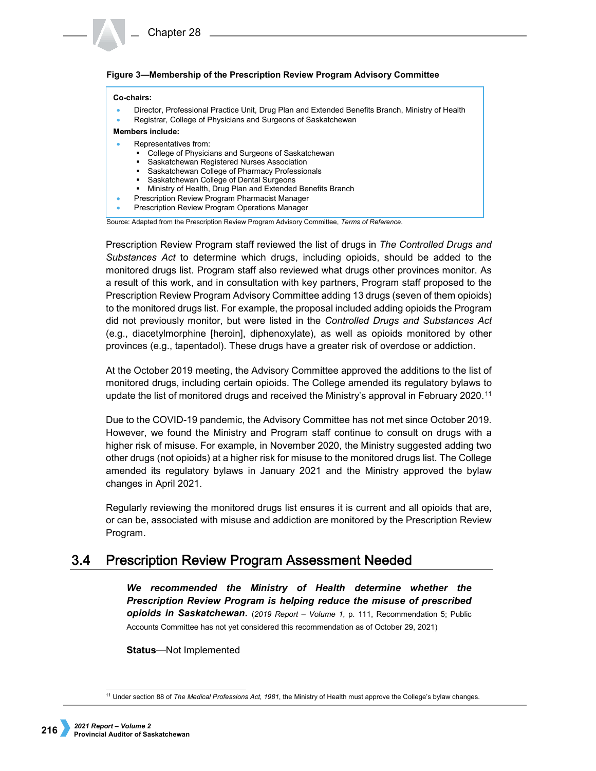**Figure 3—Membership of the Prescription Review Program Advisory Committee**

**Co-chairs:**

- Director, Professional Practice Unit, Drug Plan and Extended Benefits Branch, Ministry of Health
- Registrar, College of Physicians and Surgeons of Saskatchewan

**Members include:**

- Representatives from:
  - College of Physicians and Surgeons of Saskatchewan
  - Saskatchewan Registered Nurses Association
  - Saskatchewan College of Pharmacy Professionals
  - Saskatchewan College of Dental Surgeons
  - Ministry of Health, Drug Plan and Extended Benefits Branch
- Prescription Review Program Pharmacist Manager
- Prescription Review Program Operations Manager

Source: Adapted from the Prescription Review Program Advisory Committee, *Terms of Reference*.

Prescription Review Program staff reviewed the list of drugs in *The Controlled Drugs and Substances Act* to determine which drugs, including opioids, should be added to the monitored drugs list. Program staff also reviewed what drugs other provinces monitor. As a result of this work, and in consultation with key partners, Program staff proposed to the Prescription Review Program Advisory Committee adding 13 drugs (seven of them opioids) to the monitored drugs list. For example, the proposal included adding opioids the Program did not previously monitor, but were listed in the *Controlled Drugs and Substances Act* (e.g., diacetylmorphine [heroin], diphenoxylate), as well as opioids monitored by other provinces (e.g., tapentadol). These drugs have a greater risk of overdose or addiction.

At the October 2019 meeting, the Advisory Committee approved the additions to the list of monitored drugs, including certain opioids. The College amended its regulatory bylaws to update the list of monitored drugs and received the Ministry's approval in February 2020.[11]

Due to the COVID-19 pandemic, the Advisory Committee has not met since October 2019. However, we found the Ministry and Program staff continue to consult on drugs with a higher risk of misuse. For example, in November 2020, the Ministry suggested adding two other drugs (not opioids) at a higher risk for misuse to the monitored drugs list. The College amended its regulatory bylaws in January 2021 and the Ministry approved the bylaw changes in April 2021.

Regularly reviewing the monitored drugs list ensures it is current and all opioids that are, or can be, associated with misuse and addiction are monitored by the Prescription Review Program.

## 3.4 Prescription Review Program Assessment Needed

***We recommended the Ministry of Health determine whether the Prescription Review Program is helping reduce the misuse of prescribed opioids in Saskatchewan.*** (*2019 Report – Volume 1*, p. 111, Recommendation 5; Public Accounts Committee has not yet considered this recommendation as of October 29, 2021)

**Status**—Not Implemented

[11] Under section 88 of *The Medical Professions Act, 1981*, the Ministry of Health must approve the College's bylaw changes.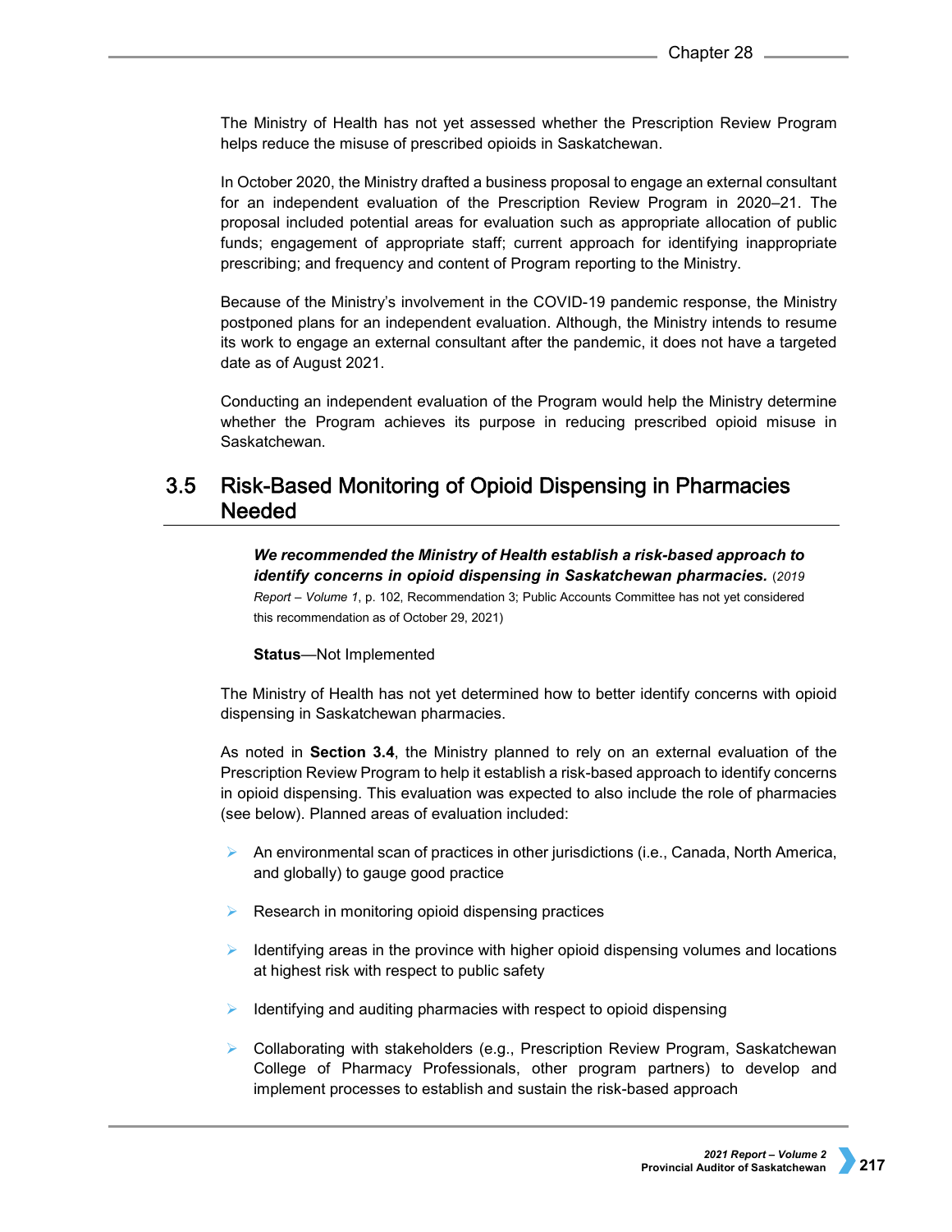The Ministry of Health has not yet assessed whether the Prescription Review Program helps reduce the misuse of prescribed opioids in Saskatchewan.

In October 2020, the Ministry drafted a business proposal to engage an external consultant for an independent evaluation of the Prescription Review Program in 2020–21. The proposal included potential areas for evaluation such as appropriate allocation of public funds; engagement of appropriate staff; current approach for identifying inappropriate prescribing; and frequency and content of Program reporting to the Ministry.

Because of the Ministry's involvement in the COVID-19 pandemic response, the Ministry postponed plans for an independent evaluation. Although, the Ministry intends to resume its work to engage an external consultant after the pandemic, it does not have a targeted date as of August 2021.

Conducting an independent evaluation of the Program would help the Ministry determine whether the Program achieves its purpose in reducing prescribed opioid misuse in Saskatchewan.

## 3.5 Risk-Based Monitoring of Opioid Dispensing in Pharmacies Needed

***We recommended the Ministry of Health establish a risk-based approach to identify concerns in opioid dispensing in Saskatchewan pharmacies.*** (*2019 Report – Volume 1*, p. 102, Recommendation 3; Public Accounts Committee has not yet considered this recommendation as of October 29, 2021)

**Status**—Not Implemented

The Ministry of Health has not yet determined how to better identify concerns with opioid dispensing in Saskatchewan pharmacies.

As noted in **Section 3.4**, the Ministry planned to rely on an external evaluation of the Prescription Review Program to help it establish a risk-based approach to identify concerns in opioid dispensing. This evaluation was expected to also include the role of pharmacies (see below). Planned areas of evaluation included:

- An environmental scan of practices in other jurisdictions (i.e., Canada, North America, and globally) to gauge good practice
- Research in monitoring opioid dispensing practices
- Identifying areas in the province with higher opioid dispensing volumes and locations at highest risk with respect to public safety
- Identifying and auditing pharmacies with respect to opioid dispensing
- Collaborating with stakeholders (e.g., Prescription Review Program, Saskatchewan College of Pharmacy Professionals, other program partners) to develop and implement processes to establish and sustain the risk-based approach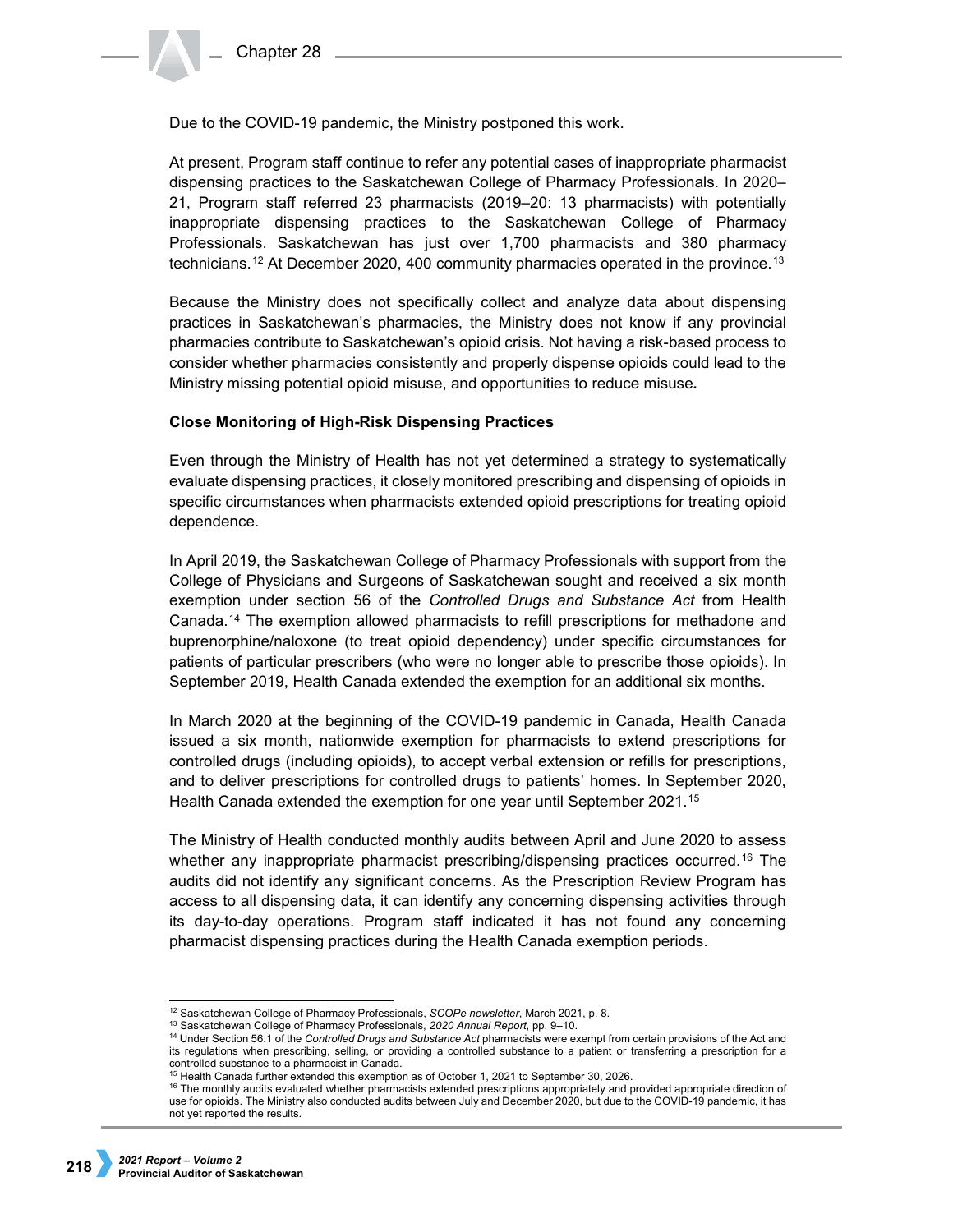Due to the COVID-19 pandemic, the Ministry postponed this work.

At present, Program staff continue to refer any potential cases of inappropriate pharmacist dispensing practices to the Saskatchewan College of Pharmacy Professionals. In 2020–21, Program staff referred 23 pharmacists (2019–20: 13 pharmacists) with potentially inappropriate dispensing practices to the Saskatchewan College of Pharmacy Professionals. Saskatchewan has just over 1,700 pharmacists and 380 pharmacy technicians.[12] At December 2020, 400 community pharmacies operated in the province.[13]

Because the Ministry does not specifically collect and analyze data about dispensing practices in Saskatchewan's pharmacies, the Ministry does not know if any provincial pharmacies contribute to Saskatchewan's opioid crisis. Not having a risk-based process to consider whether pharmacies consistently and properly dispense opioids could lead to the Ministry missing potential opioid misuse, and opportunities to reduce misuse**.**

**Close Monitoring of High-Risk Dispensing Practices**

Even through the Ministry of Health has not yet determined a strategy to systematically evaluate dispensing practices, it closely monitored prescribing and dispensing of opioids in specific circumstances when pharmacists extended opioid prescriptions for treating opioid dependence.

In April 2019, the Saskatchewan College of Pharmacy Professionals with support from the College of Physicians and Surgeons of Saskatchewan sought and received a six month exemption under section 56 of the *Controlled Drugs and Substance Act* from Health Canada.[14] The exemption allowed pharmacists to refill prescriptions for methadone and buprenorphine/naloxone (to treat opioid dependency) under specific circumstances for patients of particular prescribers (who were no longer able to prescribe those opioids). In September 2019, Health Canada extended the exemption for an additional six months.

In March 2020 at the beginning of the COVID-19 pandemic in Canada, Health Canada issued a six month, nationwide exemption for pharmacists to extend prescriptions for controlled drugs (including opioids), to accept verbal extension or refills for prescriptions, and to deliver prescriptions for controlled drugs to patients' homes. In September 2020, Health Canada extended the exemption for one year until September 2021.[15]

The Ministry of Health conducted monthly audits between April and June 2020 to assess whether any inappropriate pharmacist prescribing/dispensing practices occurred.[16] The audits did not identify any significant concerns. As the Prescription Review Program has access to all dispensing data, it can identify any concerning dispensing activities through its day-to-day operations. Program staff indicated it has not found any concerning pharmacist dispensing practices during the Health Canada exemption periods.

---

[12] Saskatchewan College of Pharmacy Professionals, *SCOPe newsletter*, March 2021, p. 8.

[13] Saskatchewan College of Pharmacy Professionals, *2020 Annual Report*, pp. 9–10.

[14] Under Section 56.1 of the *Controlled Drugs and Substance Act* pharmacists were exempt from certain provisions of the Act and its regulations when prescribing, selling, or providing a controlled substance to a patient or transferring a prescription for a controlled substance to a pharmacist in Canada.

[15] Health Canada further extended this exemption as of October 1, 2021 to September 30, 2026.

[16] The monthly audits evaluated whether pharmacists extended prescriptions appropriately and provided appropriate direction of use for opioids. The Ministry also conducted audits between July and December 2020, but due to the COVID-19 pandemic, it has not yet reported the results.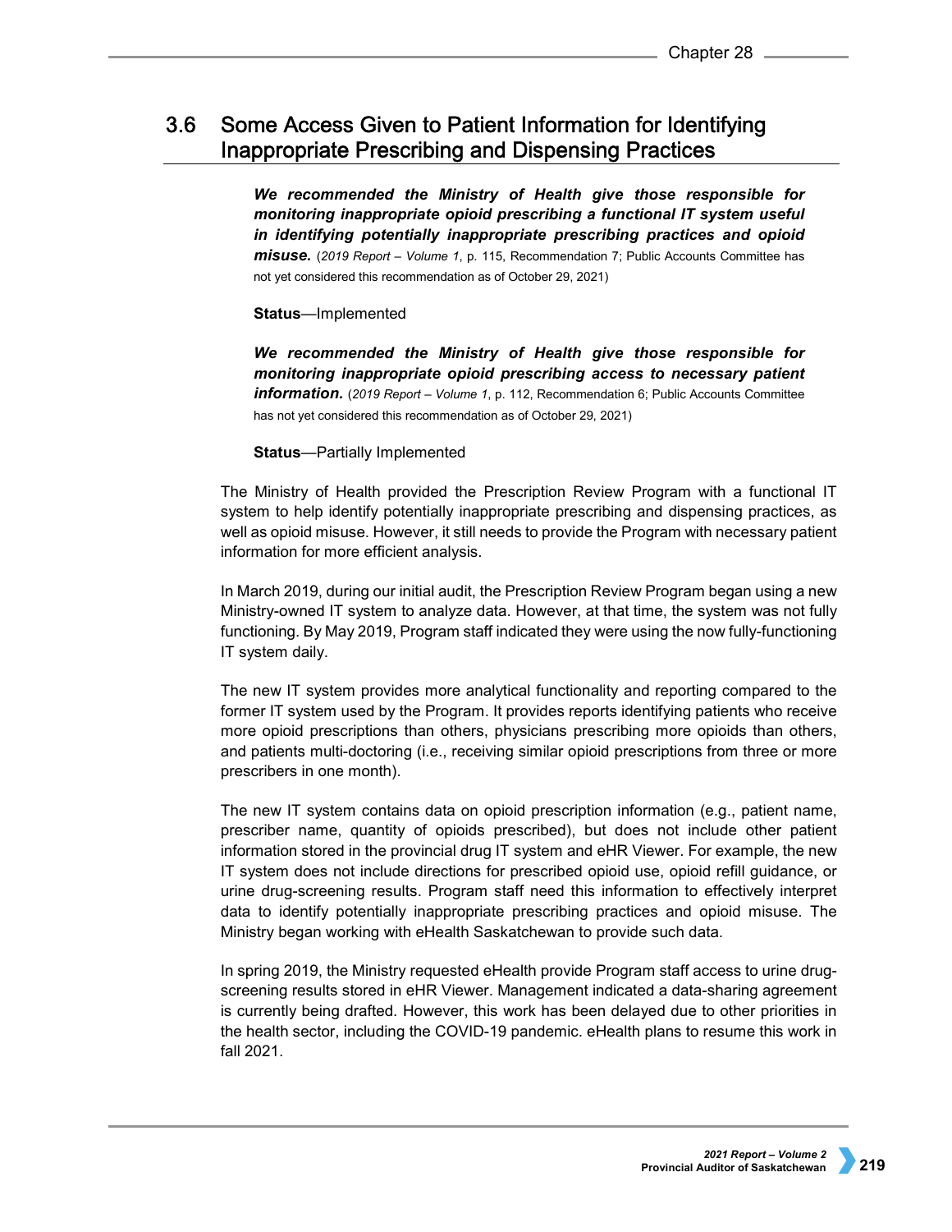## 3.6 Some Access Given to Patient Information for Identifying Inappropriate Prescribing and Dispensing Practices

***We recommended the Ministry of Health give those responsible for monitoring inappropriate opioid prescribing a functional IT system useful in identifying potentially inappropriate prescribing practices and opioid misuse.*** (*2019 Report – Volume 1*, p. 115, Recommendation 7; Public Accounts Committee has not yet considered this recommendation as of October 29, 2021)

**Status**—Implemented

***We recommended the Ministry of Health give those responsible for monitoring inappropriate opioid prescribing access to necessary patient information.*** (*2019 Report – Volume 1*, p. 112, Recommendation 6; Public Accounts Committee has not yet considered this recommendation as of October 29, 2021)

**Status**—Partially Implemented

The Ministry of Health provided the Prescription Review Program with a functional IT system to help identify potentially inappropriate prescribing and dispensing practices, as well as opioid misuse. However, it still needs to provide the Program with necessary patient information for more efficient analysis.

In March 2019, during our initial audit, the Prescription Review Program began using a new Ministry-owned IT system to analyze data. However, at that time, the system was not fully functioning. By May 2019, Program staff indicated they were using the now fully-functioning IT system daily.

The new IT system provides more analytical functionality and reporting compared to the former IT system used by the Program. It provides reports identifying patients who receive more opioid prescriptions than others, physicians prescribing more opioids than others, and patients multi-doctoring (i.e., receiving similar opioid prescriptions from three or more prescribers in one month).

The new IT system contains data on opioid prescription information (e.g., patient name, prescriber name, quantity of opioids prescribed), but does not include other patient information stored in the provincial drug IT system and eHR Viewer. For example, the new IT system does not include directions for prescribed opioid use, opioid refill guidance, or urine drug-screening results. Program staff need this information to effectively interpret data to identify potentially inappropriate prescribing practices and opioid misuse. The Ministry began working with eHealth Saskatchewan to provide such data.

In spring 2019, the Ministry requested eHealth provide Program staff access to urine drug-screening results stored in eHR Viewer. Management indicated a data-sharing agreement is currently being drafted. However, this work has been delayed due to other priorities in the health sector, including the COVID-19 pandemic. eHealth plans to resume this work in fall 2021.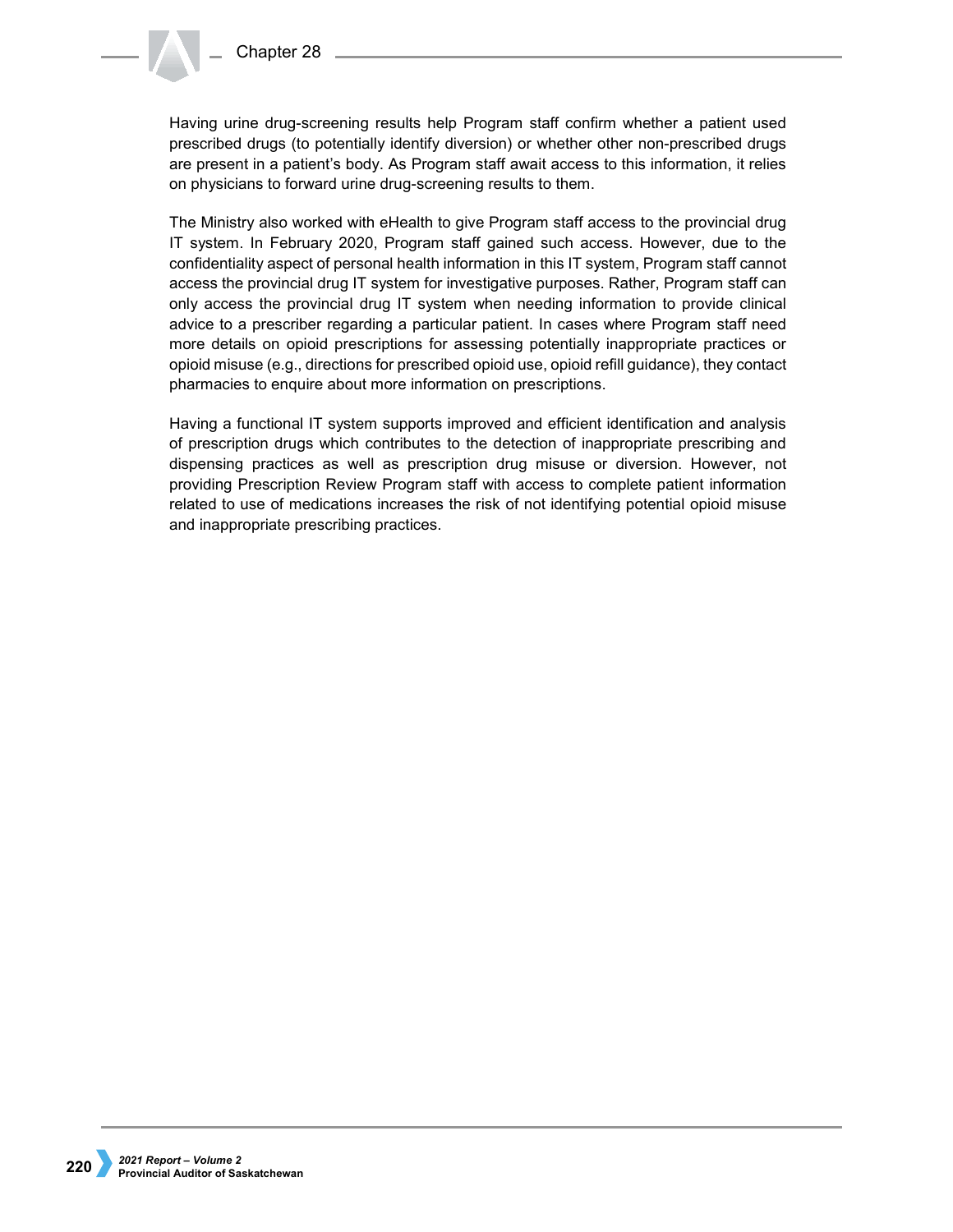Having urine drug-screening results help Program staff confirm whether a patient used prescribed drugs (to potentially identify diversion) or whether other non-prescribed drugs are present in a patient's body. As Program staff await access to this information, it relies on physicians to forward urine drug-screening results to them.

The Ministry also worked with eHealth to give Program staff access to the provincial drug IT system. In February 2020, Program staff gained such access. However, due to the confidentiality aspect of personal health information in this IT system, Program staff cannot access the provincial drug IT system for investigative purposes. Rather, Program staff can only access the provincial drug IT system when needing information to provide clinical advice to a prescriber regarding a particular patient. In cases where Program staff need more details on opioid prescriptions for assessing potentially inappropriate practices or opioid misuse (e.g., directions for prescribed opioid use, opioid refill guidance), they contact pharmacies to enquire about more information on prescriptions.

Having a functional IT system supports improved and efficient identification and analysis of prescription drugs which contributes to the detection of inappropriate prescribing and dispensing practices as well as prescription drug misuse or diversion. However, not providing Prescription Review Program staff with access to complete patient information related to use of medications increases the risk of not identifying potential opioid misuse and inappropriate prescribing practices.